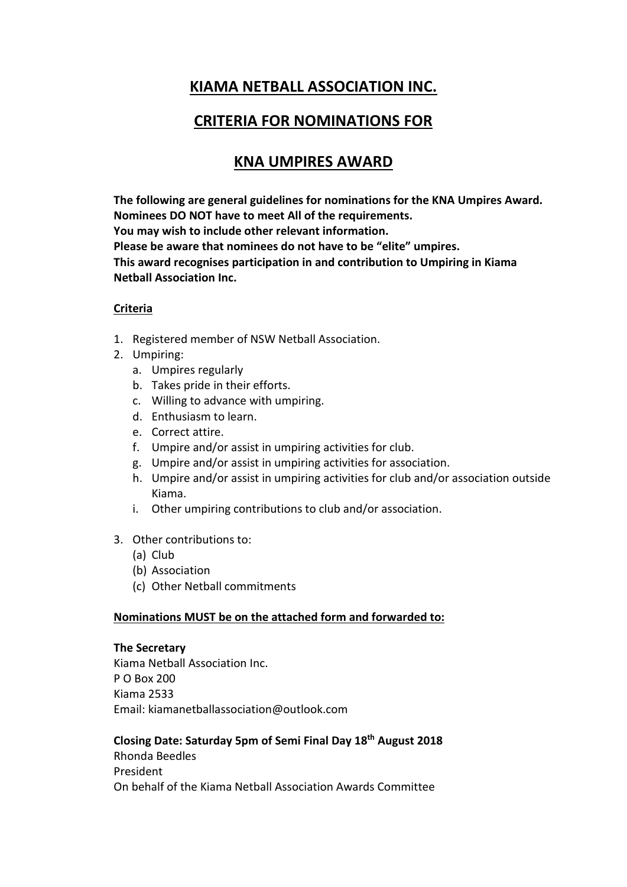# KIAMA NETBALL ASSOCIATION INC.

## CRITERIA FOR NOMINATIONS FOR

## KNA UMPIRES AWARD

**The following are general guidelines for nominations for the KNA Umpires Award.**
**Nominees DO NOT have to meet All of the requirements.**
**You may wish to include other relevant information.**
**Please be aware that nominees do not have to be "elite" umpires.**
**This award recognises participation in and contribution to Umpiring in Kiama Netball Association Inc.**

**Criteria**

1. Registered member of NSW Netball Association.
2. Umpiring:
   a. Umpires regularly
   b. Takes pride in their efforts.
   c. Willing to advance with umpiring.
   d. Enthusiasm to learn.
   e. Correct attire.
   f. Umpire and/or assist in umpiring activities for club.
   g. Umpire and/or assist in umpiring activities for association.
   h. Umpire and/or assist in umpiring activities for club and/or association outside Kiama.
   i. Other umpiring contributions to club and/or association.

3. Other contributions to:
   (a) Club
   (b) Association
   (c) Other Netball commitments

**Nominations MUST be on the attached form and forwarded to:**

**The Secretary**
Kiama Netball Association Inc.
P O Box 200
Kiama 2533
Email: kiamanetballassociation@outlook.com

**Closing Date: Saturday 5pm of Semi Final Day 18th August 2018**
Rhonda Beedles
President
On behalf of the Kiama Netball Association Awards Committee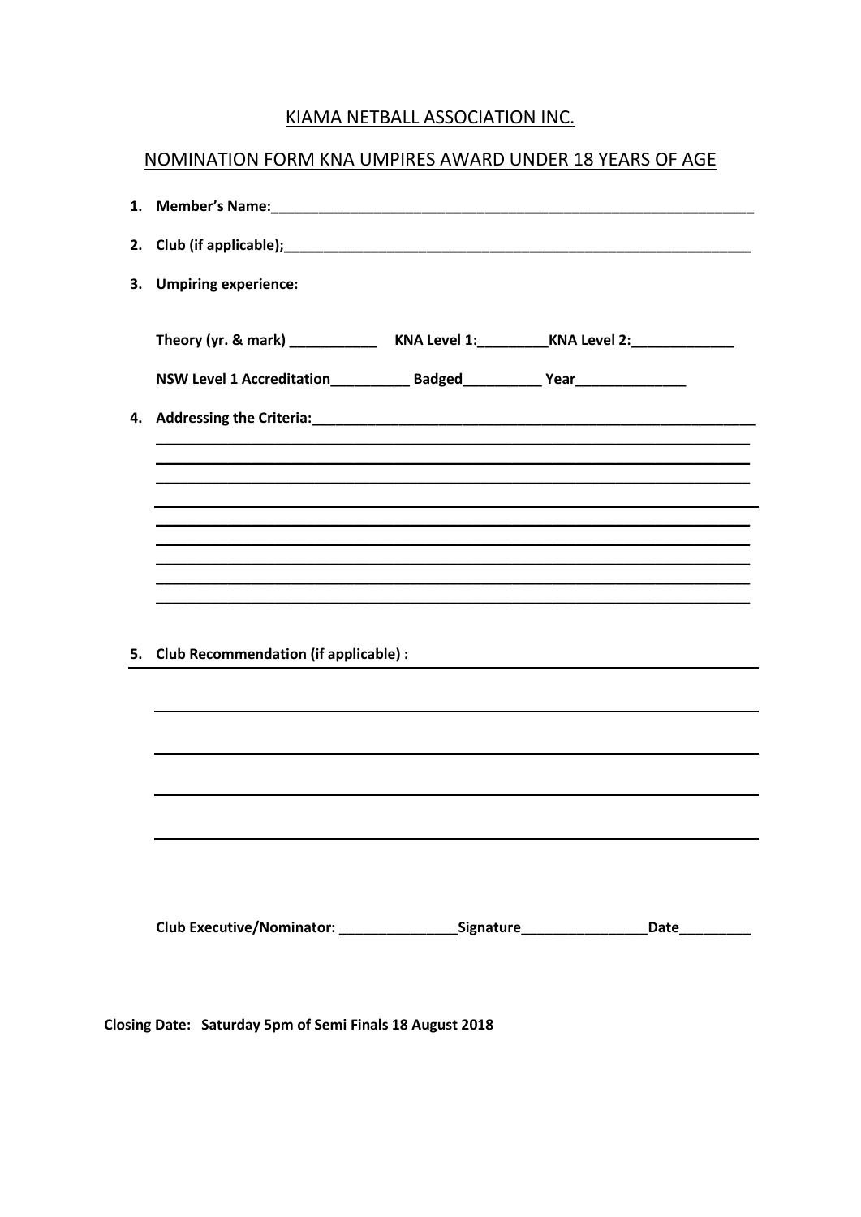# KIAMA NETBALL ASSOCIATION INC.

## NOMINATION FORM KNA UMPIRES AWARD UNDER 18 YEARS OF AGE

1. **Member's Name:**_______________________________________________________________

2. **Club (if applicable);**_______________________________________________________________

3. **Umpiring experience:**

   **Theory (yr. & mark)** ___________ **KNA Level 1:**_________**KNA Level 2:**_____________

   **NSW Level 1 Accreditation**__________ **Badged**__________ **Year**______________

4. **Addressing the Criteria:**_______________________________________________________________

   _______________________________________________________________________________

   _______________________________________________________________________________

   _______________________________________________________________________________

   _______________________________________________________________________________

   _______________________________________________________________________________

   _______________________________________________________________________________

   _______________________________________________________________________________

   _______________________________________________________________________________

   _______________________________________________________________________________

5. **Club Recommendation (if applicable) :** _________________________________________

   _______________________________________________________________________________

   _______________________________________________________________________________

   _______________________________________________________________________________

   _______________________________________________________________________________

**Club Executive/Nominator:** _______________**Signature**________________**Date**_________

**Closing Date: Saturday 5pm of Semi Finals 18 August 2018**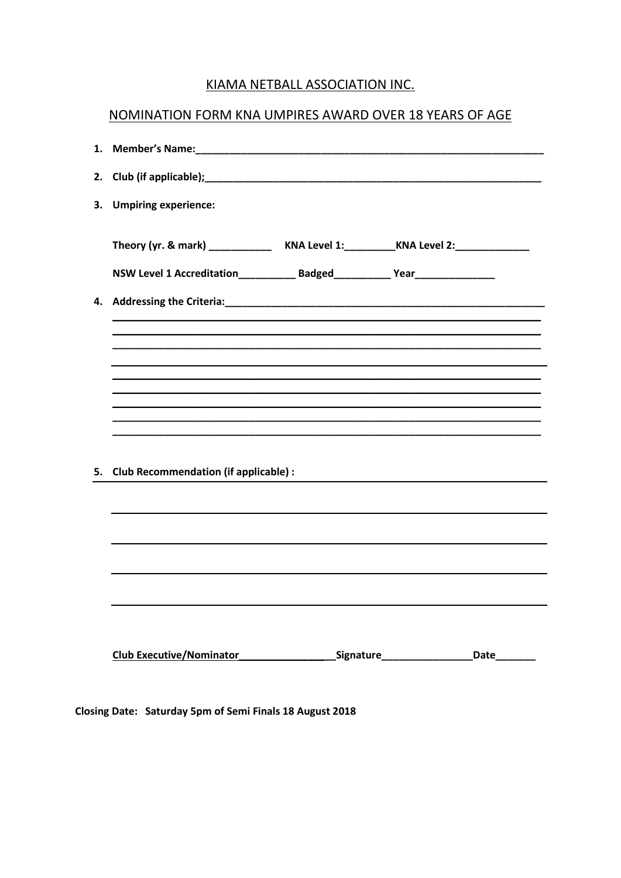# KIAMA NETBALL ASSOCIATION INC.

## NOMINATION FORM KNA UMPIRES AWARD OVER 18 YEARS OF AGE

1. **Member's Name:**_______________________________________________________________

2. **Club (if applicable);**_______________________________________________________________

3. **Umpiring experience:**

   **Theory (yr. & mark)** ___________ **KNA Level 1:**_________**KNA Level 2:**_____________

   **NSW Level 1 Accreditation**__________ **Badged**__________ **Year**______________

4. **Addressing the Criteria:**___________________________________________________________

   ______________________________________________________________________________
   ______________________________________________________________________________
   ______________________________________________________________________________
   ______________________________________________________________________________
   ______________________________________________________________________________
   ______________________________________________________________________________
   ______________________________________________________________________________
   ______________________________________________________________________________
   ______________________________________________________________________________

5. **Club Recommendation (if applicable) :** ______________________________________________

   ______________________________________________________________________________
   ______________________________________________________________________________
   ______________________________________________________________________________
   ______________________________________________________________________________

   **Club Executive/Nominator**________________**Signature**________________**Date**_______

**Closing Date: Saturday 5pm of Semi Finals 18 August 2018**